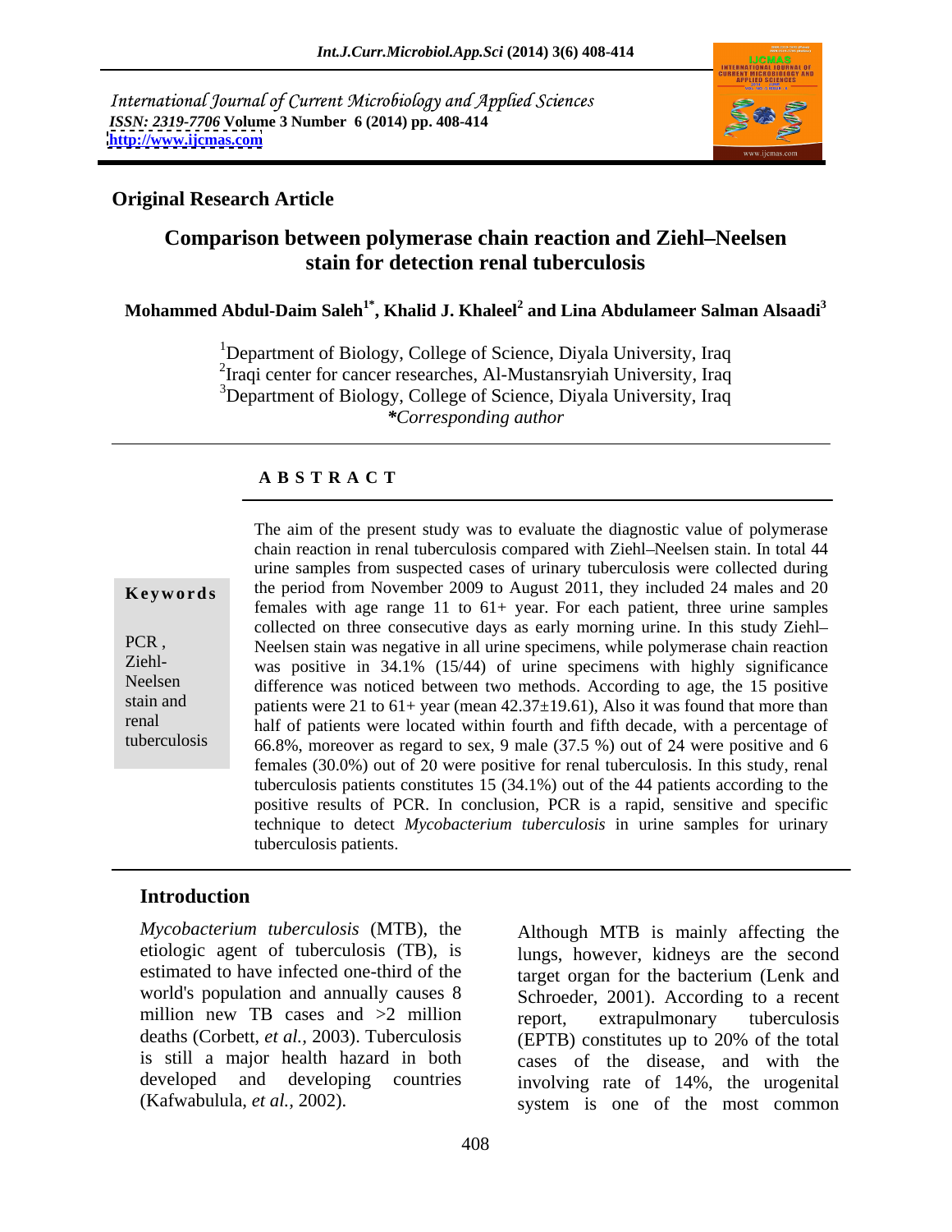International Journal of Current Microbiology and Applied Sciences
*ISSN: 2319-7706* **Volume 3 Number 6 (2014) pp. 408-414**
**http://www.ijcmas.com**

**Original Research Article**

# Comparison between polymerase chain reaction and Ziehl–Neelsen stain for detection renal tuberculosis

**Mohammed Abdul-Daim Saleh[1*], Khalid J. Khaleel[2] and Lina Abdulameer Salman Alsaadi[3]**

[1]Department of Biology, College of Science, Diyala University, Iraq
[2]Iraqi center for cancer researches, Al-Mustansryiah University, Iraq
[3]Department of Biology, College of Science, Diyala University, Iraq
*\*Corresponding author*

## ABSTRACT

**Keywords**

PCR, Ziehl-Neelsen stain and renal tuberculosis

The aim of the present study was to evaluate the diagnostic value of polymerase chain reaction in renal tuberculosis compared with Ziehl–Neelsen stain. In total 44 urine samples from suspected cases of urinary tuberculosis were collected during the period from November 2009 to August 2011, they included 24 males and 20 females with age range 11 to 61+ year. For each patient, three urine samples collected on three consecutive days as early morning urine. In this study Ziehl–Neelsen stain was negative in all urine specimens, while polymerase chain reaction was positive in 34.1% (15/44) of urine specimens with highly significance difference was noticed between two methods. According to age, the 15 positive patients were 21 to 61+ year (mean 42.37±19.61), Also it was found that more than half of patients were located within fourth and fifth decade, with a percentage of 66.8%, moreover as regard to sex, 9 male (37.5 %) out of 24 were positive and 6 females (30.0%) out of 20 were positive for renal tuberculosis. In this study, renal tuberculosis patients constitutes 15 (34.1%) out of the 44 patients according to the positive results of PCR. In conclusion, PCR is a rapid, sensitive and specific technique to detect *Mycobacterium tuberculosis* in urine samples for urinary tuberculosis patients.

## Introduction

*Mycobacterium tuberculosis* (MTB), the etiologic agent of tuberculosis (TB), is estimated to have infected one-third of the world's population and annually causes 8 million new TB cases and >2 million deaths (Corbett, *et al.*, 2003). Tuberculosis is still a major health hazard in both developed and developing countries (Kafwabulula, *et al.*, 2002).

Although MTB is mainly affecting the lungs, however, kidneys are the second target organ for the bacterium (Lenk and Schroeder, 2001). According to a recent report, extrapulmonary tuberculosis (EPTB) constitutes up to 20% of the total cases of the disease, and with the involving rate of 14%, the urogenital system is one of the most common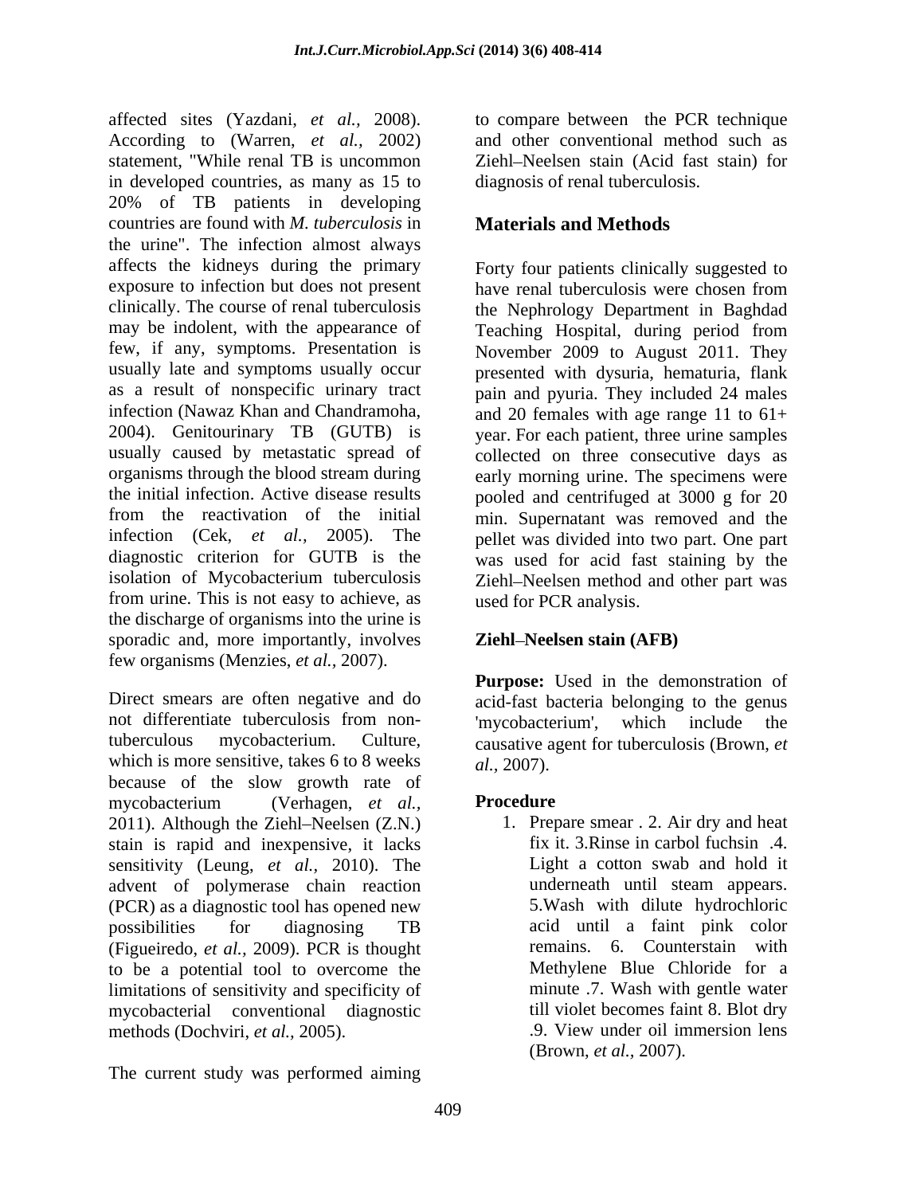affected sites (Yazdani, *et al.,* 2008). According to (Warren, *et al.,* 2002) statement, "While renal TB is uncommon in developed countries, as many as 15 to 20% of TB patients in developing countries are found with *M. tuberculosis* in the urine". The infection almost always affects the kidneys during the primary exposure to infection but does not present clinically. The course of renal tuberculosis may be indolent, with the appearance of few, if any, symptoms. Presentation is usually late and symptoms usually occur as a result of nonspecific urinary tract infection (Nawaz Khan and Chandramoha, 2004). Genitourinary TB (GUTB) is usually caused by metastatic spread of organisms through the blood stream during the initial infection. Active disease results from the reactivation of the initial infection (Cek, *et al.,* 2005). The diagnostic criterion for GUTB is the isolation of Mycobacterium tuberculosis from urine. This is not easy to achieve, as the discharge of organisms into the urine is sporadic and, more importantly, involves few organisms (Menzies, *et al.,* 2007).

Direct smears are often negative and do not differentiate tuberculosis from non-tuberculous mycobacterium. Culture, which is more sensitive, takes 6 to 8 weeks because of the slow growth rate of mycobacterium (Verhagen, *et al.,* 2011). Although the Ziehl–Neelsen (Z.N.) stain is rapid and inexpensive, it lacks sensitivity (Leung, *et al.,* 2010). The advent of polymerase chain reaction (PCR) as a diagnostic tool has opened new possibilities for diagnosing TB (Figueiredo, *et al.,* 2009). PCR is thought to be a potential tool to overcome the limitations of sensitivity and specificity of mycobacterial conventional diagnostic methods (Dochviri, *et al.,* 2005).

The current study was performed aiming to compare between the PCR technique and other conventional method such as Ziehl–Neelsen stain (Acid fast stain) for diagnosis of renal tuberculosis.

## Materials and Methods

Forty four patients clinically suggested to have renal tuberculosis were chosen from the Nephrology Department in Baghdad Teaching Hospital, during period from November 2009 to August 2011. They presented with dysuria, hematuria, flank pain and pyuria. They included 24 males and 20 females with age range 11 to 61+ year. For each patient, three urine samples collected on three consecutive days as early morning urine. The specimens were pooled and centrifuged at 3000 g for 20 min. Supernatant was removed and the pellet was divided into two part. One part was used for acid fast staining by the Ziehl–Neelsen method and other part was used for PCR analysis.

### Ziehl–Neelsen stain (AFB)

**Purpose:** Used in the demonstration of acid-fast bacteria belonging to the genus 'mycobacterium', which include the causative agent for tuberculosis (Brown, *et al.,* 2007).

#### Procedure

1. Prepare smear . 2. Air dry and heat fix it. 3.Rinse in carbol fuchsin .4. Light a cotton swab and hold it underneath until steam appears. 5.Wash with dilute hydrochloric acid until a faint pink color remains. 6. Counterstain with Methylene Blue Chloride for a minute .7. Wash with gentle water till violet becomes faint 8. Blot dry .9. View under oil immersion lens (Brown, *et al.,* 2007).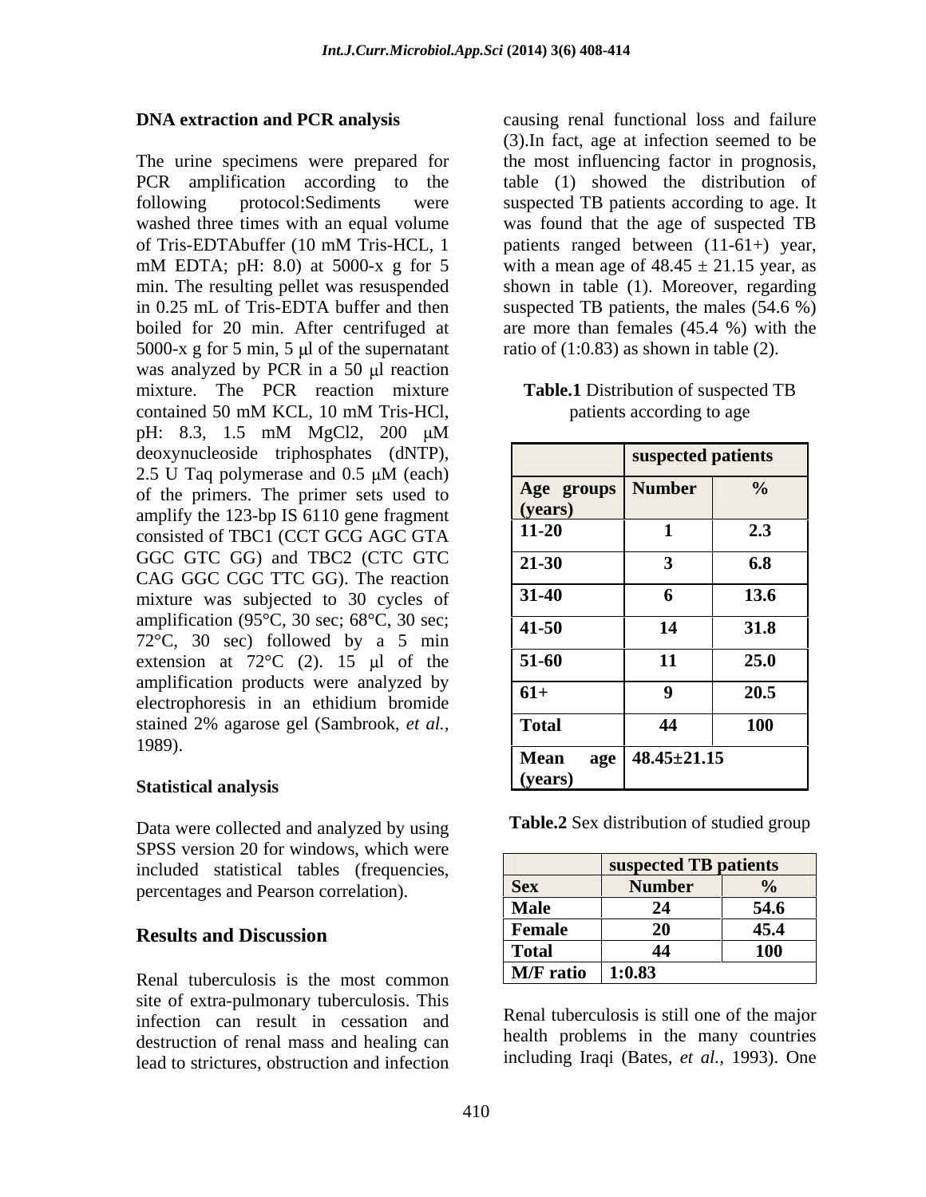### DNA extraction and PCR analysis

The urine specimens were prepared for PCR amplification according to the following protocol:Sediments were washed three times with an equal volume of Tris-EDTAbuffer (10 mM Tris-HCL, 1 mM EDTA; pH: 8.0) at 5000-x g for 5 min. The resulting pellet was resuspended in 0.25 mL of Tris-EDTA buffer and then boiled for 20 min. After centrifuged at 5000-x g for 5 min, 5 μl of the supernatant was analyzed by PCR in a 50 μl reaction mixture. The PCR reaction mixture contained 50 mM KCL, 10 mM Tris-HCl, pH: 8.3, 1.5 mM MgCl2, 200 μM deoxynucleoside triphosphates (dNTP), 2.5 U Taq polymerase and 0.5 μM (each) of the primers. The primer sets used to amplify the 123-bp IS 6110 gene fragment consisted of TBC1 (CCT GCG AGC GTA GGC GTC GG) and TBC2 (CTC GTC CAG GGC CGC TTC GG). The reaction mixture was subjected to 30 cycles of amplification (95°C, 30 sec; 68°C, 30 sec; 72°C, 30 sec) followed by a 5 min extension at 72°C (2). 15 μl of the amplification products were analyzed by electrophoresis in an ethidium bromide stained 2% agarose gel (Sambrook, *et al.*, 1989).

### Statistical analysis

Data were collected and analyzed by using SPSS version 20 for windows, which were included statistical tables (frequencies, percentages and Pearson correlation).

## Results and Discussion

Renal tuberculosis is the most common site of extra-pulmonary tuberculosis. This infection can result in cessation and destruction of renal mass and healing can lead to strictures, obstruction and infection causing renal functional loss and failure (3).In fact, age at infection seemed to be the most influencing factor in prognosis, table (1) showed the distribution of suspected TB patients according to age. It was found that the age of suspected TB patients ranged between (11-61+) year, with a mean age of 48.45 ± 21.15 year, as shown in table (1). Moreover, regarding suspected TB patients, the males (54.6 %) are more than females (45.4 %) with the ratio of (1:0.83) as shown in table (2).

**Table.1** Distribution of suspected TB patients according to age

| | suspected patients | |
|---|---|---|
| **Age groups (years)** | **Number** | **%** |
| 11-20 | 1 | 2.3 |
| 21-30 | 3 | 6.8 |
| 31-40 | 6 | 13.6 |
| 41-50 | 14 | 31.8 |
| 51-60 | 11 | 25.0 |
| 61+ | 9 | 20.5 |
| Total | 44 | 100 |
| Mean age (years) | 48.45±21.15 | |

**Table.2** Sex distribution of studied group

| | suspected TB patients | |
|---|---|---|
| **Sex** | **Number** | **%** |
| Male | 24 | 54.6 |
| Female | 20 | 45.4 |
| Total | 44 | 100 |
| M/F ratio | 1:0.83 | |

Renal tuberculosis is still one of the major health problems in the many countries including Iraqi (Bates, *et al.*, 1993). One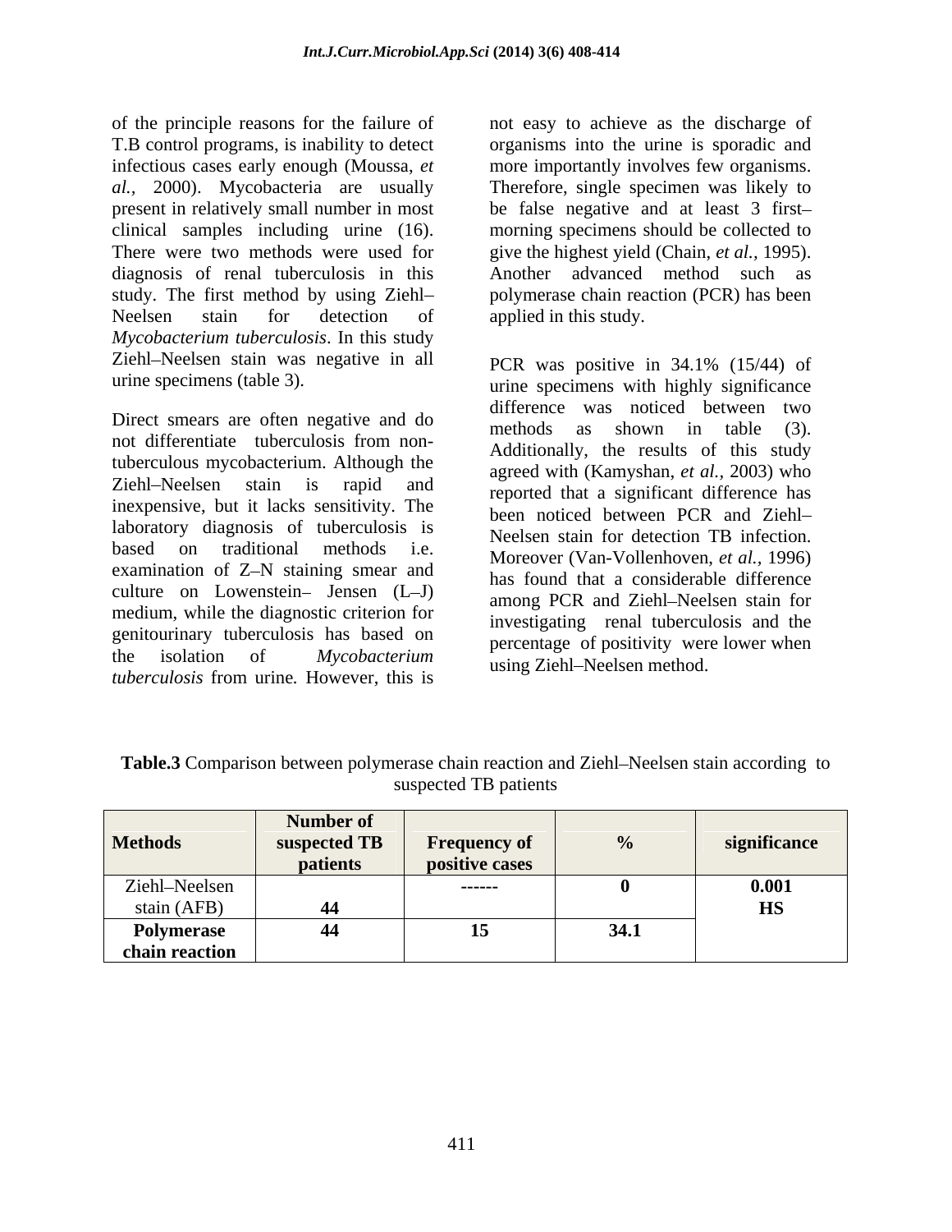of the principle reasons for the failure of T.B control programs, is inability to detect infectious cases early enough (Moussa, *et al.,* 2000). Mycobacteria are usually present in relatively small number in most clinical samples including urine (16). There were two methods were used for diagnosis of renal tuberculosis in this study. The first method by using Ziehl–Neelsen stain for detection of *Mycobacterium tuberculosis*. In this study Ziehl–Neelsen stain was negative in all urine specimens (table 3).

Direct smears are often negative and do not differentiate tuberculosis from non-tuberculous mycobacterium. Although the Ziehl–Neelsen stain is rapid and inexpensive, but it lacks sensitivity. The laboratory diagnosis of tuberculosis is based on traditional methods i.e. examination of Z–N staining smear and culture on Lowenstein– Jensen (L–J) medium, while the diagnostic criterion for genitourinary tuberculosis has based on the isolation of *Mycobacterium tuberculosis* from urine. However, this is not easy to achieve as the discharge of organisms into the urine is sporadic and more importantly involves few organisms. Therefore, single specimen was likely to be false negative and at least 3 first–morning specimens should be collected to give the highest yield (Chain, *et al.,* 1995). Another advanced method such as polymerase chain reaction (PCR) has been applied in this study.

PCR was positive in 34.1% (15/44) of urine specimens with highly significance difference was noticed between two methods as shown in table (3). Additionally, the results of this study agreed with (Kamyshan, *et al.,* 2003) who reported that a significant difference has been noticed between PCR and Ziehl–Neelsen stain for detection TB infection. Moreover (Van-Vollenhoven, *et al.,* 1996) has found that a considerable difference among PCR and Ziehl–Neelsen stain for investigating renal tuberculosis and the percentage of positivity were lower when using Ziehl–Neelsen method.

**Table.3** Comparison between polymerase chain reaction and Ziehl–Neelsen stain according to suspected TB patients

| Methods | Number of suspected TB patients | Frequency of positive cases | % | significance |
|---|---|---|---|---|
| Ziehl–Neelsen stain (AFB) | 44 | ------ | 0 | 0.001 HS |
| Polymerase chain reaction | 44 | 15 | 34.1 | |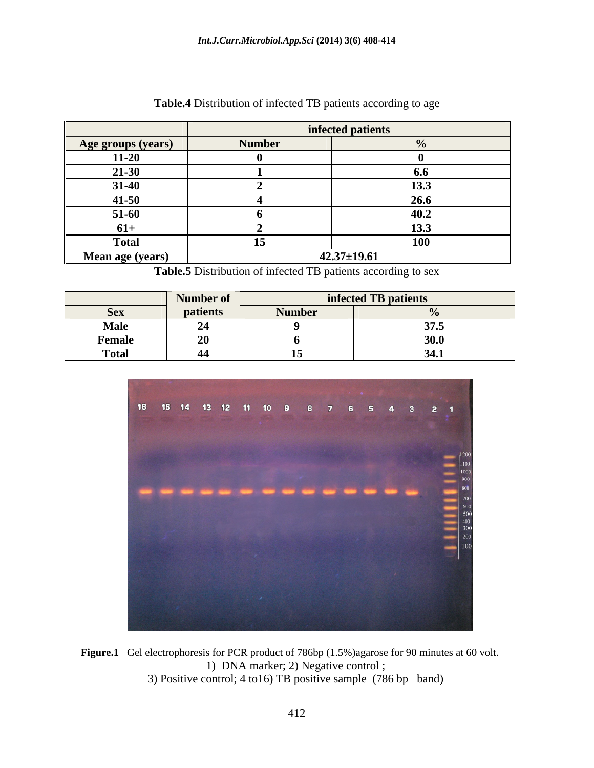**Table.4** Distribution of infected TB patients according to age

| | infected patients | |
|---|---|---|
| **Age groups (years)** | **Number** | **%** |
| **11-20** | **0** | **0** |
| **21-30** | **1** | **6.6** |
| **31-40** | **2** | **13.3** |
| **41-50** | **4** | **26.6** |
| **51-60** | **6** | **40.2** |
| **61+** | **2** | **13.3** |
| **Total** | **15** | **100** |
| **Mean age (years)** | **42.37±19.61** | |

**Table.5** Distribution of infected TB patients according to sex

| | Number of | infected TB patients | |
|---|---|---|---|
| **Sex** | **patients** | **Number** | **%** |
| **Male** | **24** | **9** | **37.5** |
| **Female** | **20** | **6** | **30.0** |
| **Total** | **44** | **15** | **34.1** |

**Figure.1** Gel electrophoresis for PCR product of 786bp (1.5%)agarose for 90 minutes at 60 volt.
1) DNA marker; 2) Negative control ;
3) Positive control; 4 to16) TB positive sample (786 bp band)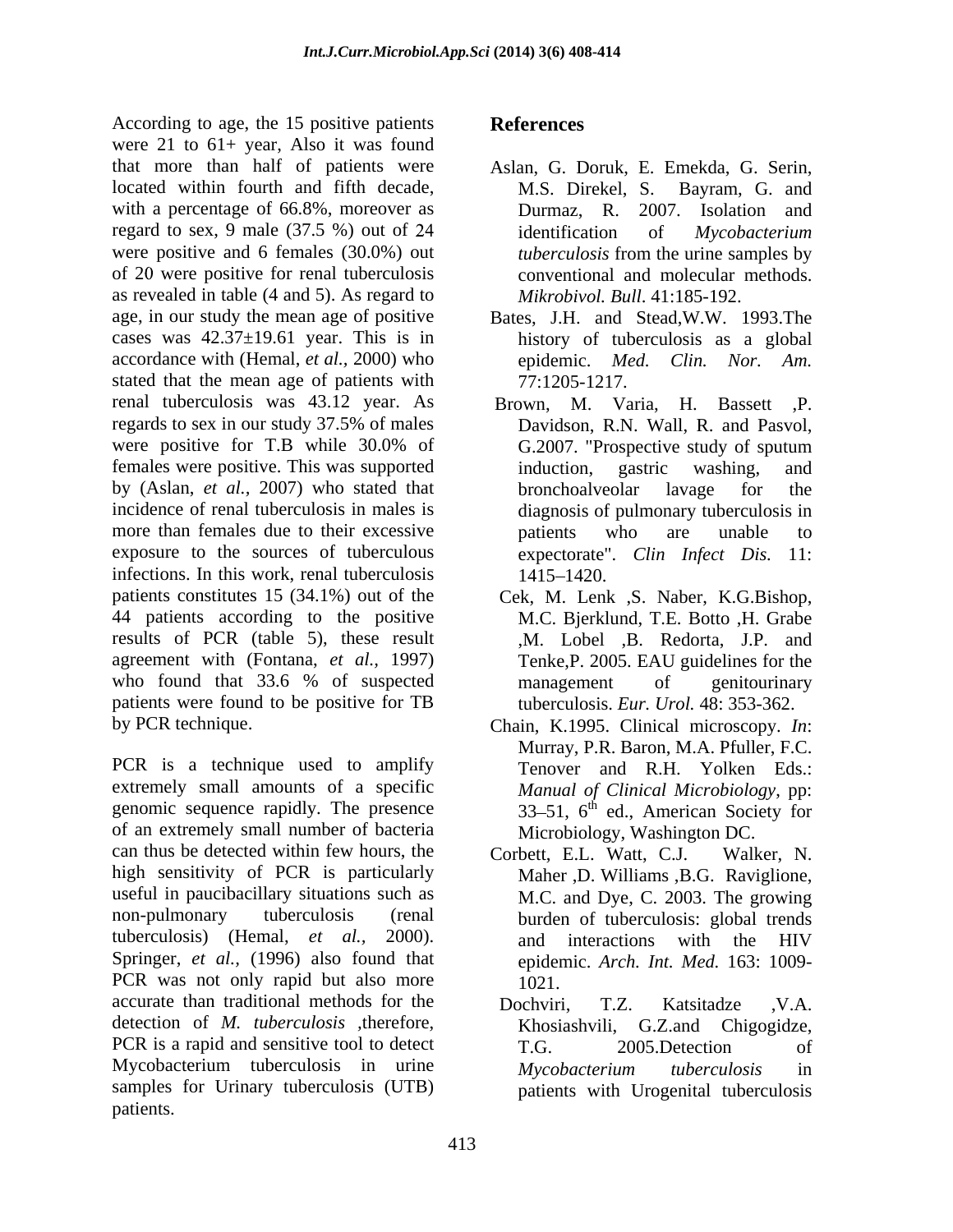According to age, the 15 positive patients were 21 to 61+ year, Also it was found that more than half of patients were located within fourth and fifth decade, with a percentage of 66.8%, moreover as regard to sex, 9 male (37.5 %) out of 24 were positive and 6 females (30.0%) out of 20 were positive for renal tuberculosis as revealed in table (4 and 5). As regard to age, in our study the mean age of positive cases was 42.37±19.61 year. This is in accordance with (Hemal, *et al.,* 2000) who stated that the mean age of patients with renal tuberculosis was 43.12 year. As regards to sex in our study 37.5% of males were positive for T.B while 30.0% of females were positive. This was supported by (Aslan, *et al.,* 2007) who stated that incidence of renal tuberculosis in males is more than females due to their excessive exposure to the sources of tuberculous infections. In this work, renal tuberculosis patients constitutes 15 (34.1%) out of the 44 patients according to the positive results of PCR (table 5), these result agreement with (Fontana, *et al.,* 1997) who found that 33.6 % of suspected patients were found to be positive for TB by PCR technique.

PCR is a technique used to amplify extremely small amounts of a specific genomic sequence rapidly. The presence of an extremely small number of bacteria can thus be detected within few hours, the high sensitivity of PCR is particularly useful in paucibacillary situations such as non-pulmonary tuberculosis (renal tuberculosis) (Hemal, *et al.,* 2000). Springer, *et al.,* (1996) also found that PCR was not only rapid but also more accurate than traditional methods for the detection of *M. tuberculosis* ,therefore, PCR is a rapid and sensitive tool to detect Mycobacterium tuberculosis in urine samples for Urinary tuberculosis (UTB) patients.

# References

Aslan, G. Doruk, E. Emekda, G. Serin, M.S. Direkel, S. Bayram, G. and Durmaz, R. 2007. Isolation and identification of *Mycobacterium tuberculosis* from the urine samples by conventional and molecular methods. *Mikrobivol. Bull*. 41:185-192.

Bates, J.H. and Stead,W.W. 1993.The history of tuberculosis as a global epidemic. *Med. Clin. Nor. Am.* 77:1205-1217.

Brown, M. Varia, H. Bassett ,P. Davidson, R.N. Wall, R. and Pasvol, G.2007. "Prospective study of sputum induction, gastric washing, and bronchoalveolar lavage for the diagnosis of pulmonary tuberculosis in patients who are unable to expectorate". *Clin Infect Dis.* 11: 1415–1420.

Cek, M. Lenk ,S. Naber, K.G.Bishop, M.C. Bjerklund, T.E. Botto ,H. Grabe ,M. Lobel ,B. Redorta, J.P. and Tenke,P. 2005. EAU guidelines for the management of genitourinary tuberculosis. *Eur. Urol.* 48: 353-362.

Chain, K.1995. Clinical microscopy. *In*: Murray, P.R. Baron, M.A. Pfuller, F.C. Tenover and R.H. Yolken Eds.: *Manual of Clinical Microbiology*, pp: 33–51, 6th ed., American Society for Microbiology, Washington DC.

Corbett, E.L. Watt, C.J. Walker, N. Maher ,D. Williams ,B.G. Raviglione, M.C. and Dye, C. 2003. The growing burden of tuberculosis: global trends and interactions with the HIV epidemic. *Arch. Int. Med.* 163: 1009-1021.

Dochviri, T.Z. Katsitadze ,V.A. Khosiashvili, G.Z.and Chigogidze, T.G. 2005.Detection of *Mycobacterium tuberculosis* in patients with Urogenital tuberculosis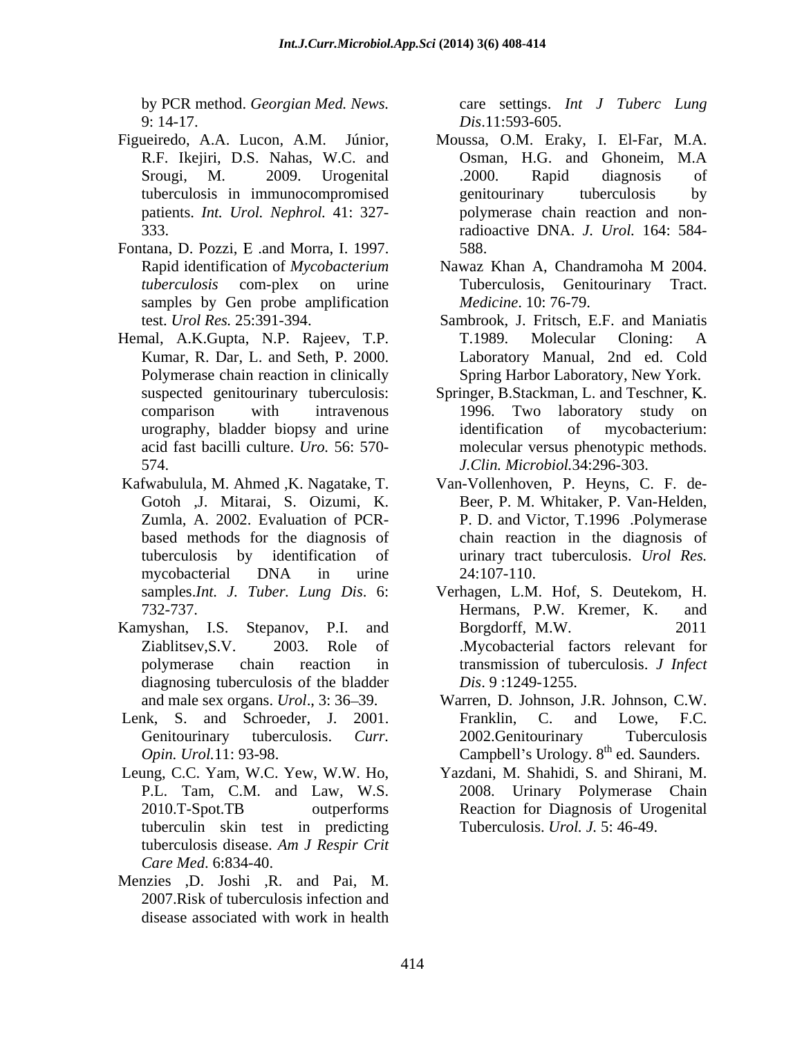by PCR method. *Georgian Med. News.* 9: 14-17.

Figueiredo, A.A. Lucon, A.M. Júnior, R.F. Ikejiri, D.S. Nahas, W.C. and Srougi, M. 2009. Urogenital tuberculosis in immunocompromised patients. *Int. Urol. Nephrol.* 41: 327-333.

Fontana, D. Pozzi, E .and Morra, I. 1997. Rapid identification of *Mycobacterium tuberculosis* com-plex on urine samples by Gen probe amplification test. *Urol Res.* 25:391-394.

Hemal, A.K.Gupta, N.P. Rajeev, T.P. Kumar, R. Dar, L. and Seth, P. 2000. Polymerase chain reaction in clinically suspected genitourinary tuberculosis: comparison with intravenous urography, bladder biopsy and urine acid fast bacilli culture. *Uro.* 56: 570-574.

Kafwabulula, M. Ahmed ,K. Nagatake, T. Gotoh ,J. Mitarai, S. Oizumi, K. Zumla, A. 2002. Evaluation of PCR-based methods for the diagnosis of tuberculosis by identification of mycobacterial DNA in urine samples.*Int. J. Tuber. Lung Dis*. 6: 732-737.

Kamyshan, I.S. Stepanov, P.I. and Ziablitsev,S.V. 2003. Role of polymerase chain reaction in diagnosing tuberculosis of the bladder and male sex organs. *Urol*., 3: 36–39.

Lenk, S. and Schroeder, J. 2001. Genitourinary tuberculosis. *Curr. Opin. Urol.*11: 93-98.

Leung, C.C. Yam, W.C. Yew, W.W. Ho, P.L. Tam, C.M. and Law, W.S. 2010.T-Spot.TB outperforms tuberculin skin test in predicting tuberculosis disease. *Am J Respir Crit Care Med*. 6:834-40.

Menzies ,D. Joshi ,R. and Pai, M. 2007.Risk of tuberculosis infection and disease associated with work in health care settings. *Int J Tuberc Lung Dis*.11:593-605.

Moussa, O.M. Eraky, I. El-Far, M.A. Osman, H.G. and Ghoneim, M.A .2000. Rapid diagnosis of genitourinary tuberculosis by polymerase chain reaction and non-radioactive DNA. *J. Urol.* 164: 584-588.

Nawaz Khan A, Chandramoha M 2004. Tuberculosis, Genitourinary Tract. *Medicine*. 10: 76-79.

Sambrook, J. Fritsch, E.F. and Maniatis T.1989. Molecular Cloning: A Laboratory Manual, 2nd ed. Cold Spring Harbor Laboratory, New York.

Springer, B.Stackman, L. and Teschner, K. 1996. Two laboratory study on identification of mycobacterium: molecular versus phenotypic methods. *J.Clin. Microbiol.*34:296-303.

Van-Vollenhoven, P. Heyns, C. F. de-Beer, P. M. Whitaker, P. Van-Helden, P. D. and Victor, T.1996 .Polymerase chain reaction in the diagnosis of urinary tract tuberculosis. *Urol Res.* 24:107-110.

Verhagen, L.M. Hof, S. Deutekom, H. Hermans, P.W. Kremer, K. and Borgdorff, M.W. 2011 .Mycobacterial factors relevant for transmission of tuberculosis. *J Infect Dis*. 9 :1249-1255.

Warren, D. Johnson, J.R. Johnson, C.W. Franklin, C. and Lowe, F.C. 2002.Genitourinary Tuberculosis Campbell's Urology. 8th ed. Saunders.

Yazdani, M. Shahidi, S. and Shirani, M. 2008. Urinary Polymerase Chain Reaction for Diagnosis of Urogenital Tuberculosis. *Urol. J.* 5: 46-49.